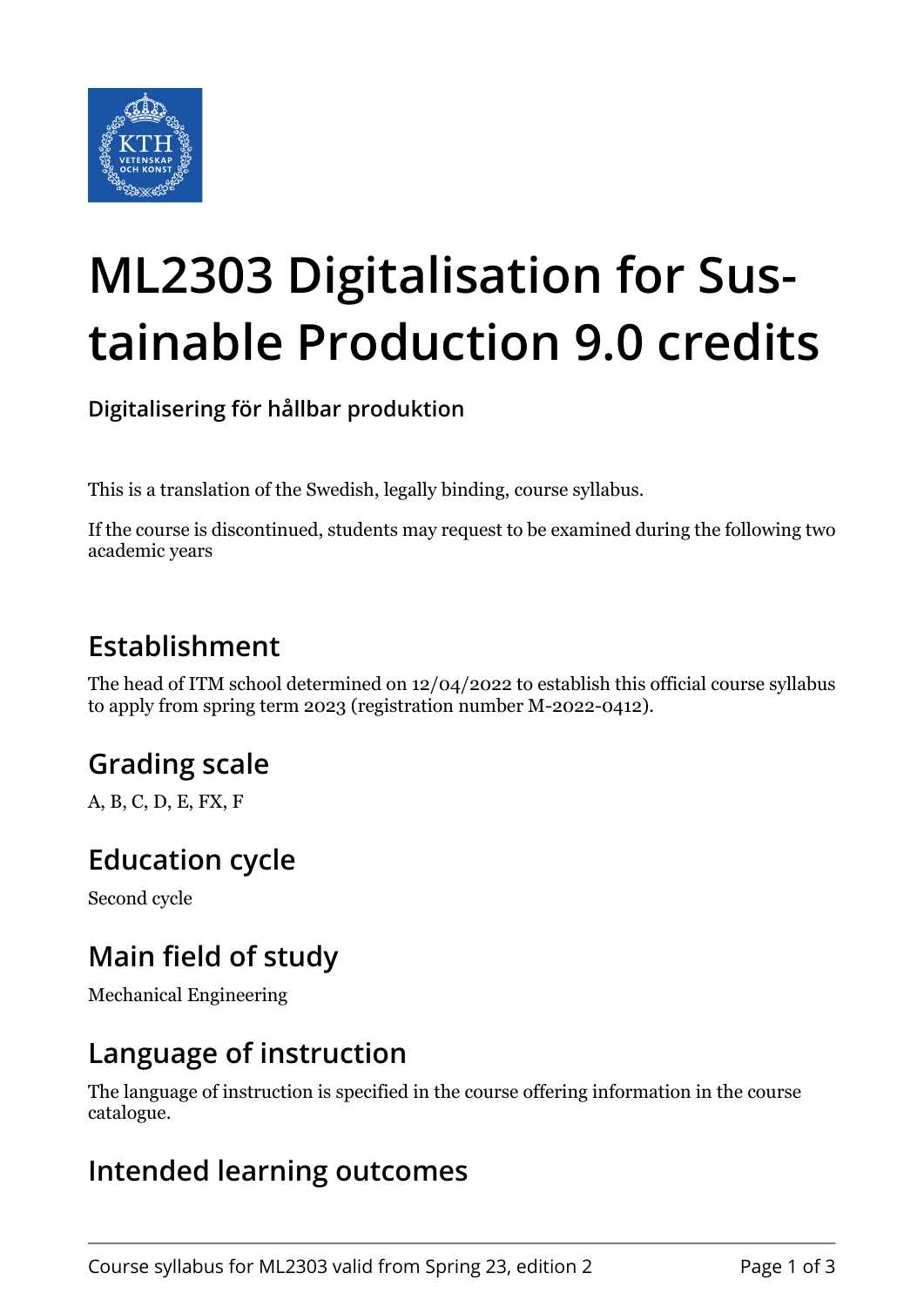# ML2303 Digitalisation for Sustainable Production 9.0 credits

**Digitalisering för hållbar produktion**

This is a translation of the Swedish, legally binding, course syllabus.

If the course is discontinued, students may request to be examined during the following two academic years

## Establishment

The head of ITM school determined on 12/04/2022 to establish this official course syllabus to apply from spring term 2023 (registration number M-2022-0412).

## Grading scale

A, B, C, D, E, FX, F

## Education cycle

Second cycle

## Main field of study

Mechanical Engineering

## Language of instruction

The language of instruction is specified in the course offering information in the course catalogue.

## Intended learning outcomes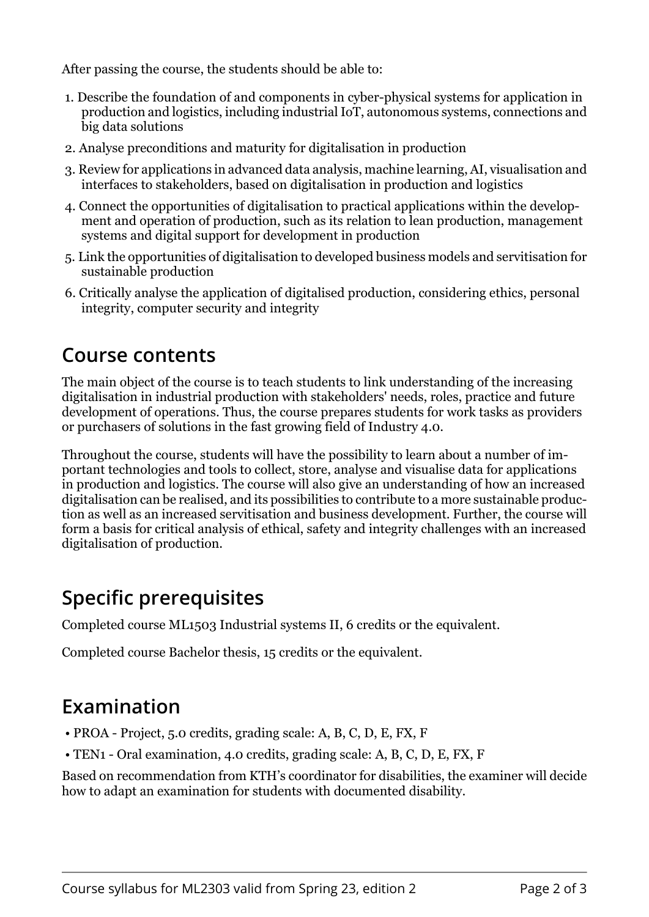After passing the course, the students should be able to:

1. Describe the foundation of and components in cyber-physical systems for application in production and logistics, including industrial IoT, autonomous systems, connections and big data solutions
2. Analyse preconditions and maturity for digitalisation in production
3. Review for applications in advanced data analysis, machine learning, AI, visualisation and interfaces to stakeholders, based on digitalisation in production and logistics
4. Connect the opportunities of digitalisation to practical applications within the development and operation of production, such as its relation to lean production, management systems and digital support for development in production
5. Link the opportunities of digitalisation to developed business models and servitisation for sustainable production
6. Critically analyse the application of digitalised production, considering ethics, personal integrity, computer security and integrity

## Course contents

The main object of the course is to teach students to link understanding of the increasing digitalisation in industrial production with stakeholders' needs, roles, practice and future development of operations. Thus, the course prepares students for work tasks as providers or purchasers of solutions in the fast growing field of Industry 4.0.

Throughout the course, students will have the possibility to learn about a number of important technologies and tools to collect, store, analyse and visualise data for applications in production and logistics. The course will also give an understanding of how an increased digitalisation can be realised, and its possibilities to contribute to a more sustainable production as well as an increased servitisation and business development. Further, the course will form a basis for critical analysis of ethical, safety and integrity challenges with an increased digitalisation of production.

## Specific prerequisites

Completed course ML1503 Industrial systems II, 6 credits or the equivalent.

Completed course Bachelor thesis, 15 credits or the equivalent.

## Examination

- PROA - Project, 5.0 credits, grading scale: A, B, C, D, E, FX, F
- TEN1 - Oral examination, 4.0 credits, grading scale: A, B, C, D, E, FX, F

Based on recommendation from KTH's coordinator for disabilities, the examiner will decide how to adapt an examination for students with documented disability.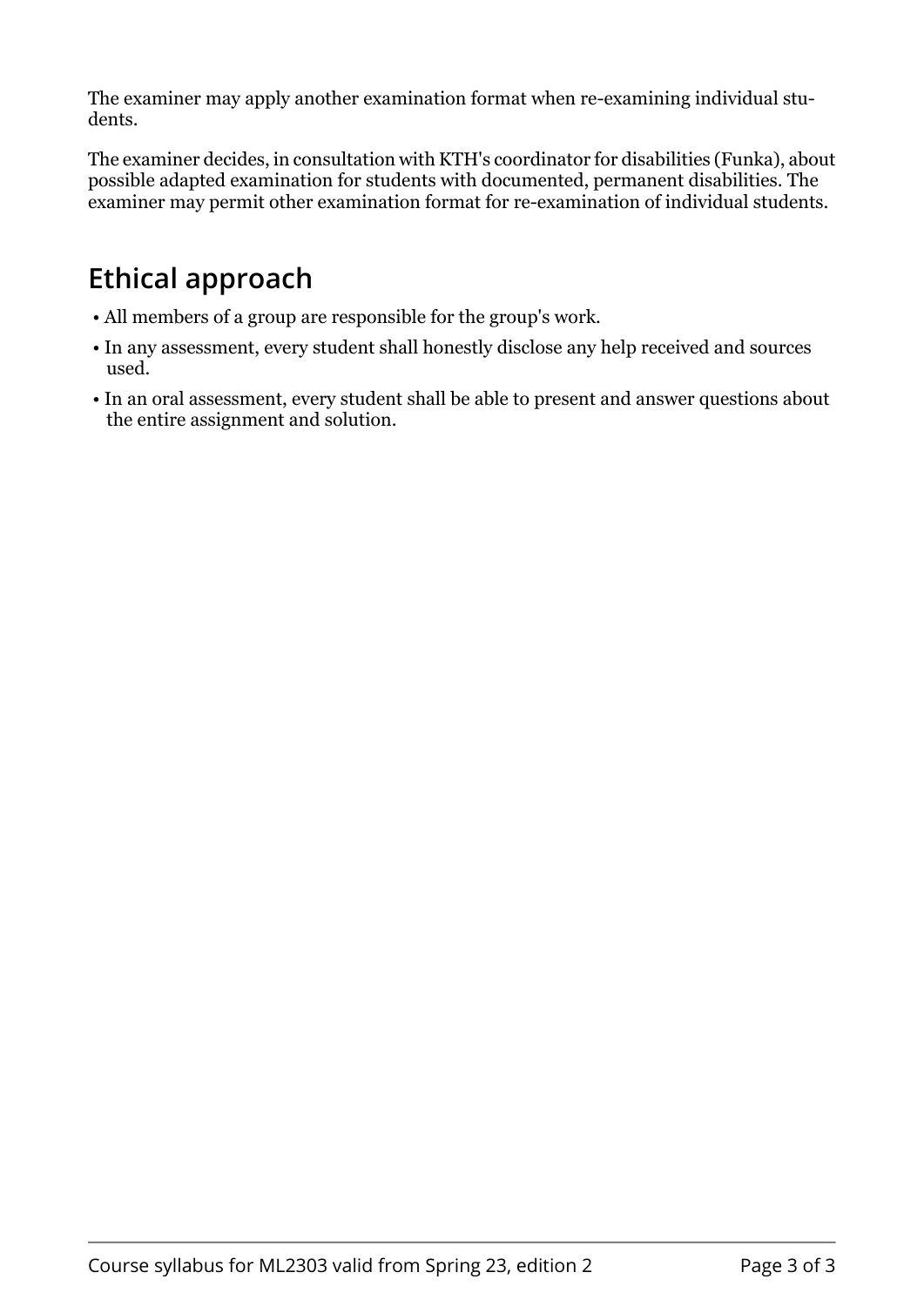The examiner may apply another examination format when re-examining individual students.

The examiner decides, in consultation with KTH's coordinator for disabilities (Funka), about possible adapted examination for students with documented, permanent disabilities. The examiner may permit other examination format for re-examination of individual students.

## Ethical approach

- All members of a group are responsible for the group's work.
- In any assessment, every student shall honestly disclose any help received and sources used.
- In an oral assessment, every student shall be able to present and answer questions about the entire assignment and solution.